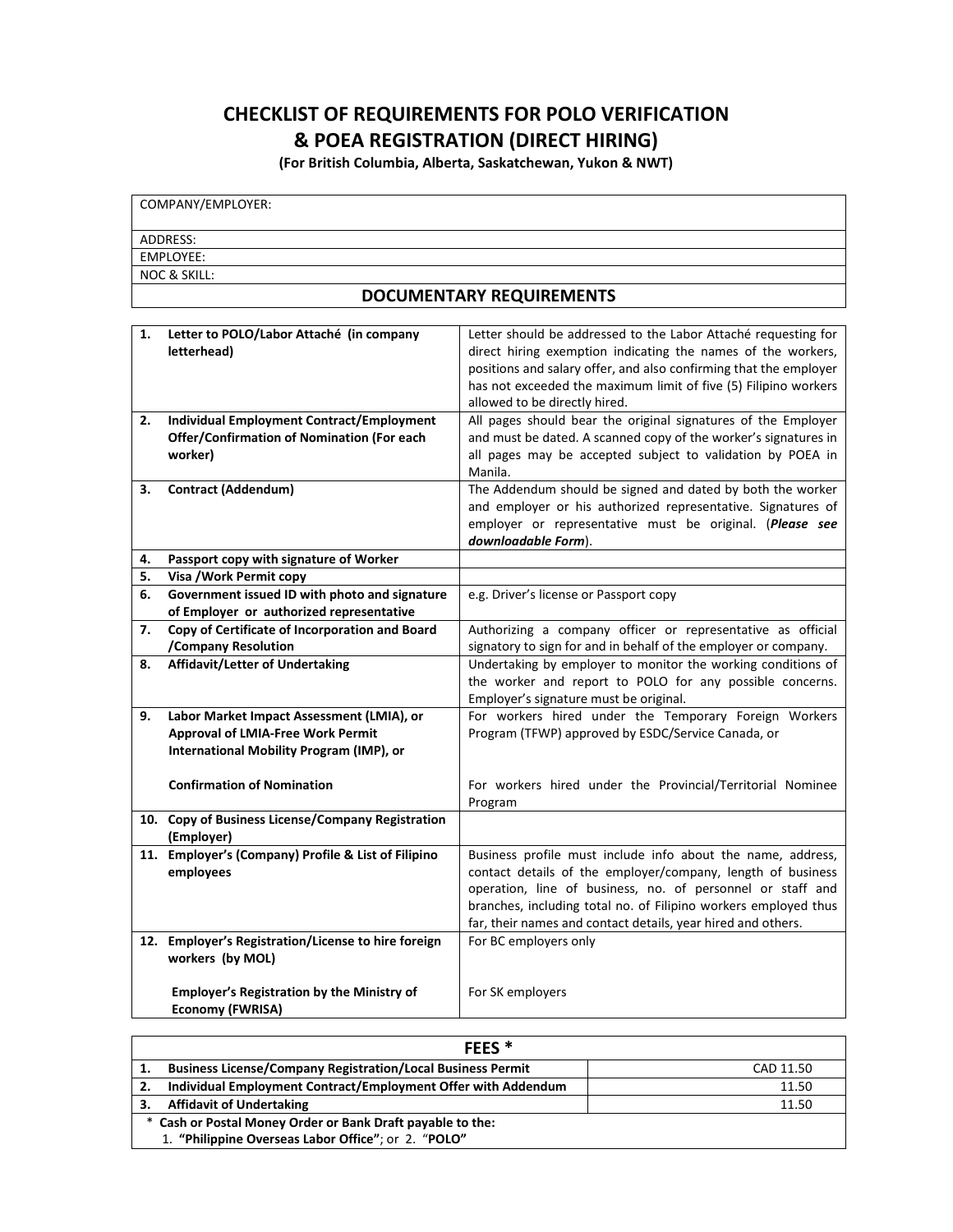# CHECKLIST OF REQUIREMENTS FOR POLO VERIFICATION & POEA REGISTRATION (DIRECT HIRING)

**(For British Columbia, Alberta, Saskatchewan, Yukon & NWT)**

| COMPANY/EMPLOYER: |
|---|
| ADDRESS: |
| EMPLOYEE: |
| NOC & SKILL: |

## DOCUMENTARY REQUIREMENTS

| | Requirement | Notes |
|---|---|---|
| 1. | **Letter to POLO/Labor Attaché (in company letterhead)** | Letter should be addressed to the Labor Attaché requesting for direct hiring exemption indicating the names of the workers, positions and salary offer, and also confirming that the employer has not exceeded the maximum limit of five (5) Filipino workers allowed to be directly hired. |
| 2. | **Individual Employment Contract/Employment Offer/Confirmation of Nomination (For each worker)** | All pages should bear the original signatures of the Employer and must be dated. A scanned copy of the worker's signatures in all pages may be accepted subject to validation by POEA in Manila. |
| 3. | **Contract (Addendum)** | The Addendum should be signed and dated by both the worker and employer or his authorized representative. Signatures of employer or representative must be original. (***Please see downloadable Form***). |
| 4. | **Passport copy with signature of Worker** | |
| 5. | **Visa /Work Permit copy** | |
| 6. | **Government issued ID with photo and signature of Employer or authorized representative** | e.g. Driver's license or Passport copy |
| 7. | **Copy of Certificate of Incorporation and Board /Company Resolution** | Authorizing a company officer or representative as official signatory to sign for and in behalf of the employer or company. |
| 8. | **Affidavit/Letter of Undertaking** | Undertaking by employer to monitor the working conditions of the worker and report to POLO for any possible concerns. Employer's signature must be original. |
| 9. | **Labor Market Impact Assessment (LMIA), or Approval of LMIA-Free Work Permit International Mobility Program (IMP), or** | For workers hired under the Temporary Foreign Workers Program (TFWP) approved by ESDC/Service Canada, or |
| | **Confirmation of Nomination** | For workers hired under the Provincial/Territorial Nominee Program |
| 10. | **Copy of Business License/Company Registration (Employer)** | |
| 11. | **Employer's (Company) Profile & List of Filipino employees** | Business profile must include info about the name, address, contact details of the employer/company, length of business operation, line of business, no. of personnel or staff and branches, including total no. of Filipino workers employed thus far, their names and contact details, year hired and others. |
| 12. | **Employer's Registration/License to hire foreign workers (by MOL)** | For BC employers only |
| | **Employer's Registration by the Ministry of Economy (FWRISA)** | For SK employers |

| | FEES * | |
|---|---|---|
| 1. | **Business License/Company Registration/Local Business Permit** | CAD 11.50 |
| 2. | **Individual Employment Contract/Employment Offer with Addendum** | 11.50 |
| 3. | **Affidavit of Undertaking** | 11.50 |

\* **Cash or Postal Money Order or Bank Draft payable to the:**
1. **"Philippine Overseas Labor Office"**; or 2. "**POLO**"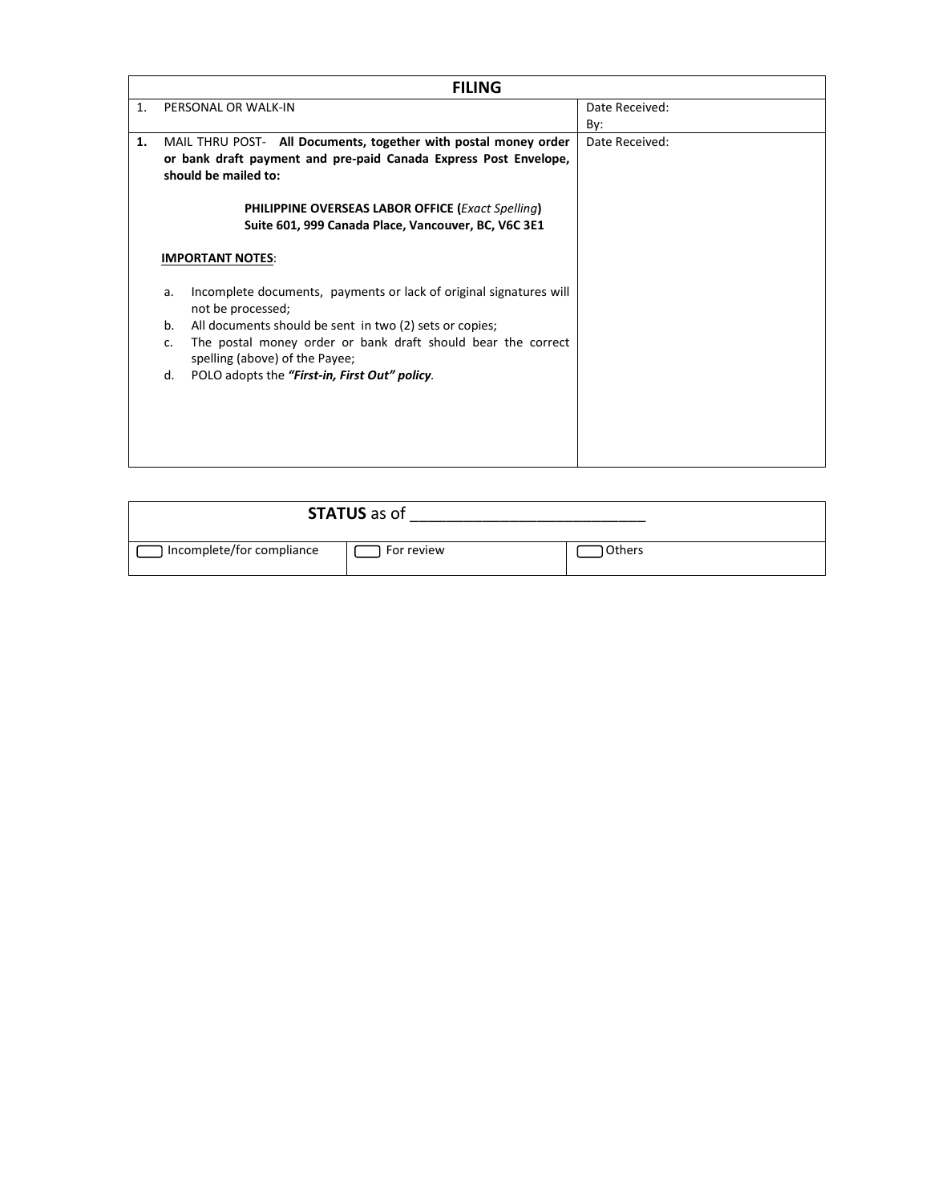| FILING | | | |
| --- | --- | --- | --- |
| 1. | PERSONAL OR WALK-IN | | Date Received:<br>By: |
| **1.** | MAIL THRU POST- **All Documents, together with postal money order or bank draft payment and pre-paid Canada Express Post Envelope, should be mailed to:**<br><br>**PHILIPPINE OVERSEAS LABOR OFFICE (*Exact Spelling*)**<br>**Suite 601, 999 Canada Place, Vancouver, BC, V6C 3E1**<br><br>**<u>IMPORTANT NOTES</u>**:<br><br>a. Incomplete documents, payments or lack of original signatures will not be processed;<br>b. All documents should be sent in two (2) sets or copies;<br>c. The postal money order or bank draft should bear the correct spelling (above) of the Payee;<br>d. POLO adopts the ***"First-in, First Out" policy***. | | Date Received: |

| **STATUS** as of ___________________________ | | |
| --- | --- | --- |
| ☐ Incomplete/for compliance | ☐ For review | ☐ Others |